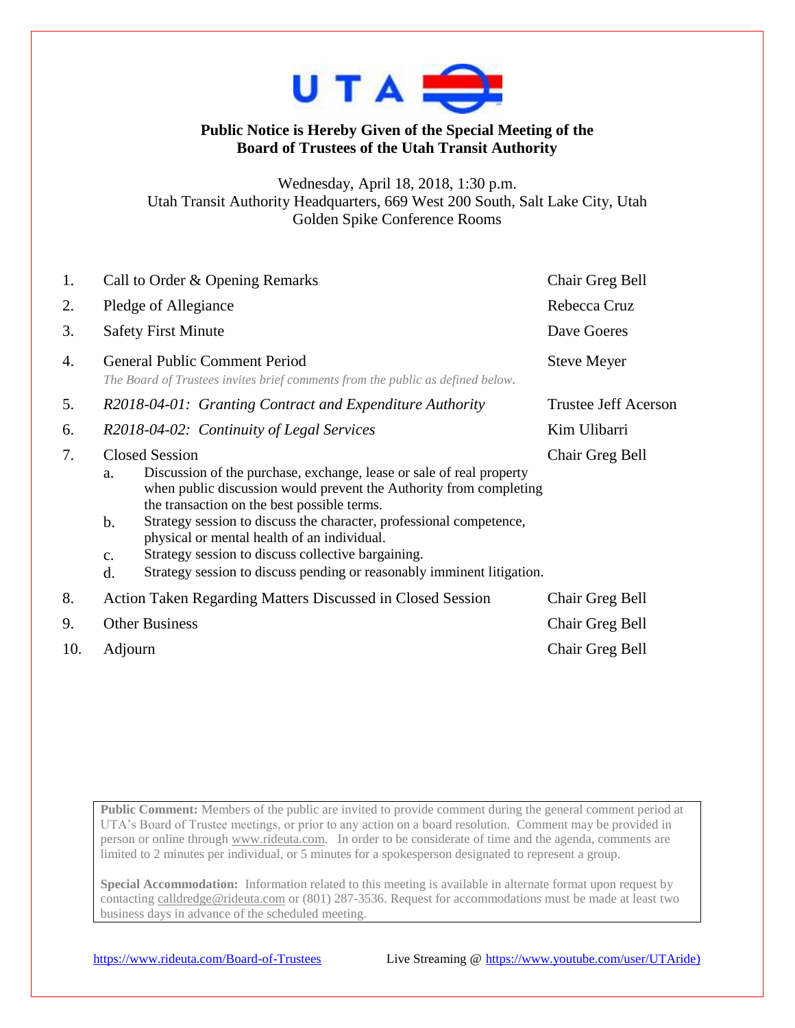UTA

## Public Notice is Hereby Given of the Special Meeting of the Board of Trustees of the Utah Transit Authority

Wednesday, April 18, 2018, 1:30 p.m.
Utah Transit Authority Headquarters, 669 West 200 South, Salt Lake City, Utah
Golden Spike Conference Rooms

| | Item | Presenter |
|---|---|---|
| 1. | Call to Order & Opening Remarks | Chair Greg Bell |
| 2. | Pledge of Allegiance | Rebecca Cruz |
| 3. | Safety First Minute | Dave Goeres |
| 4. | General Public Comment Period<br>*The Board of Trustees invites brief comments from the public as defined below.* | Steve Meyer |
| 5. | *R2018-04-01: Granting Contract and Expenditure Authority* | Trustee Jeff Acerson |
| 6. | *R2018-04-02: Continuity of Legal Services* | Kim Ulibarri |
| 7. | Closed Session<br>a. Discussion of the purchase, exchange, lease or sale of real property when public discussion would prevent the Authority from completing the transaction on the best possible terms.<br>b. Strategy session to discuss the character, professional competence, physical or mental health of an individual.<br>c. Strategy session to discuss collective bargaining.<br>d. Strategy session to discuss pending or reasonably imminent litigation. | Chair Greg Bell |
| 8. | Action Taken Regarding Matters Discussed in Closed Session | Chair Greg Bell |
| 9. | Other Business | Chair Greg Bell |
| 10. | Adjourn | Chair Greg Bell |

**Public Comment:** Members of the public are invited to provide comment during the general comment period at UTA's Board of Trustee meetings, or prior to any action on a board resolution. Comment may be provided in person or online through www.rideuta.com. In order to be considerate of time and the agenda, comments are limited to 2 minutes per individual, or 5 minutes for a spokesperson designated to represent a group.

**Special Accommodation:** Information related to this meeting is available in alternate format upon request by contacting calldredge@rideuta.com or (801) 287-3536. Request for accommodations must be made at least two business days in advance of the scheduled meeting.

https://www.rideuta.com/Board-of-Trustees Live Streaming @ https://www.youtube.com/user/UTAride)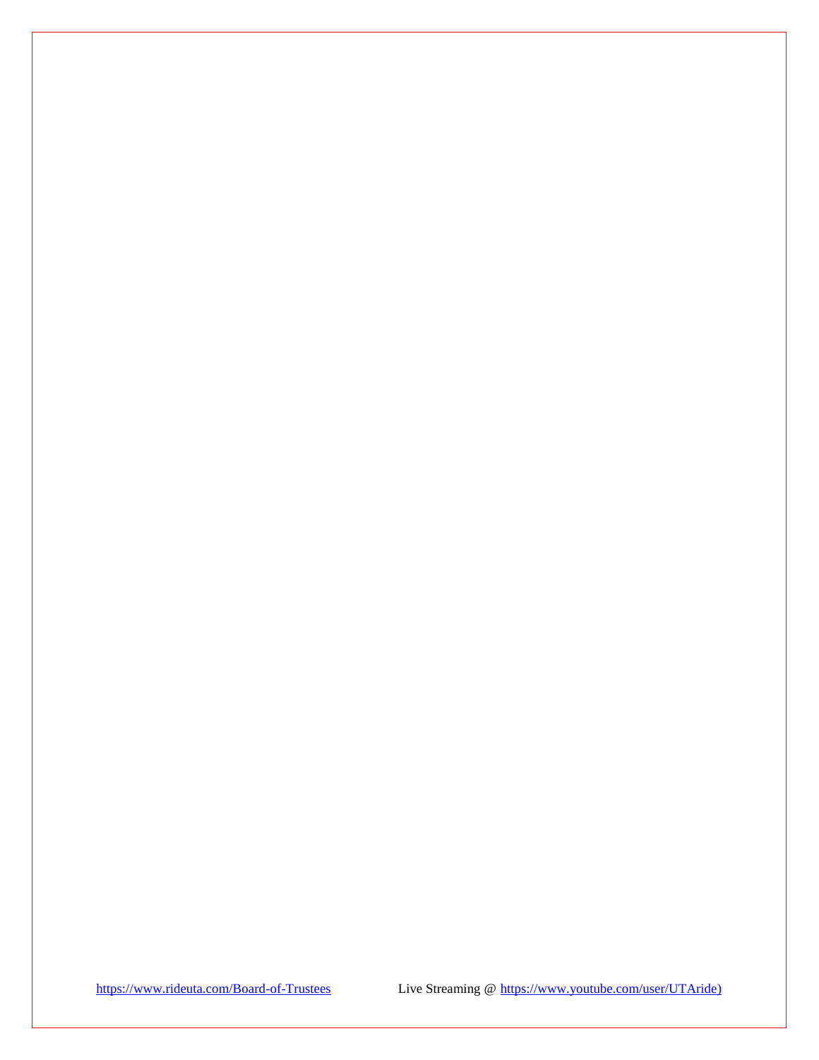https://www.rideuta.com/Board-of-Trustees Live Streaming @ https://www.youtube.com/user/UTAride)